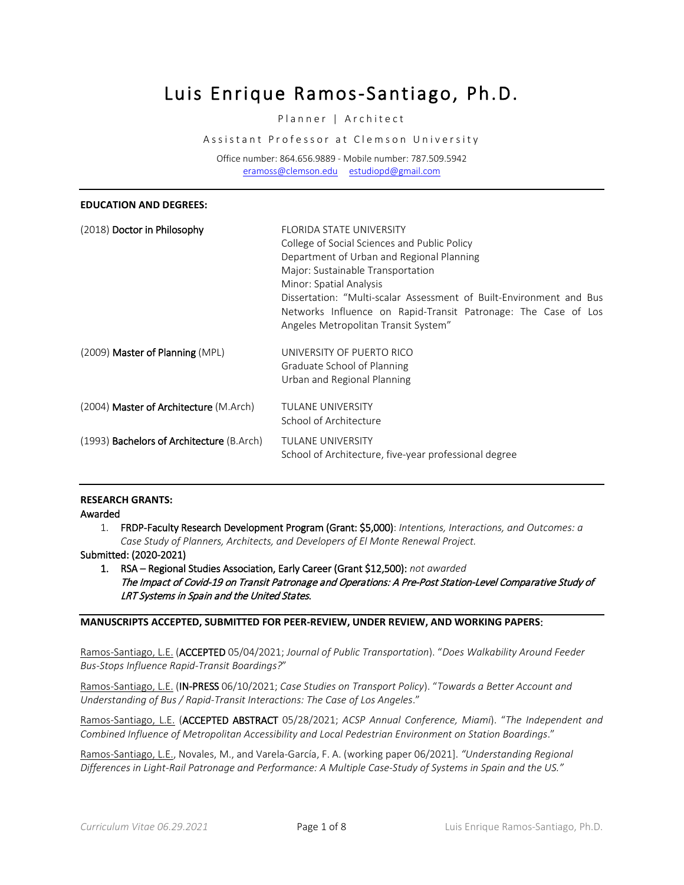# Luis Enrique Ramos-Santiago, Ph.D.

Planner | Architect

Assistant Professor at Clemson University

Office number: 864.656.9889 - Mobile number: 787.509.5942
eramoss@clemson.edu    estudiopd@gmail.com

---

**EDUCATION AND DEGREES:**

| | |
|---|---|
| (2018) **Doctor in Philosophy** | FLORIDA STATE UNIVERSITY<br>College of Social Sciences and Public Policy<br>Department of Urban and Regional Planning<br>Major: Sustainable Transportation<br>Minor: Spatial Analysis<br>Dissertation: "Multi-scalar Assessment of Built-Environment and Bus Networks Influence on Rapid-Transit Patronage: The Case of Los Angeles Metropolitan Transit System" |
| (2009) **Master of Planning** (MPL) | UNIVERSITY OF PUERTO RICO<br>Graduate School of Planning<br>Urban and Regional Planning |
| (2004) **Master of Architecture** (M.Arch) | TULANE UNIVERSITY<br>School of Architecture |
| (1993) **Bachelors of Architecture** (B.Arch) | TULANE UNIVERSITY<br>School of Architecture, five-year professional degree |

---

**RESEARCH GRANTS:**

Awarded

1. FRDP-Faculty Research Development Program (Grant: $5,000): *Intentions, Interactions, and Outcomes: a Case Study of Planners, Architects, and Developers of El Monte Renewal Project.*

Submitted: (2020-2021)

1. **RSA – Regional Studies Association, Early Career (Grant $12,500):** *not awarded*
   ***The Impact of Covid-19 on Transit Patronage and Operations: A Pre-Post Station-Level Comparative Study of LRT Systems in Spain and the United States.***

---

**MANUSCRIPTS ACCEPTED, SUBMITTED FOR PEER-REVIEW, UNDER REVIEW, AND WORKING PAPERS**:

Ramos-Santiago, L.E. (ACCEPTED 05/04/2021; *Journal of Public Transportation*). "*Does Walkability Around Feeder Bus-Stops Influence Rapid-Transit Boardings?*"

Ramos-Santiago, L.E. (IN-PRESS 06/10/2021; *Case Studies on Transport Policy*). "*Towards a Better Account and Understanding of Bus / Rapid-Transit Interactions: The Case of Los Angeles*."

Ramos-Santiago, L.E. (ACCEPTED ABSTRACT 05/28/2021; *ACSP Annual Conference, Miami*). "*The Independent and Combined Influence of Metropolitan Accessibility and Local Pedestrian Environment on Station Boardings*."

Ramos-Santiago, L.E., Novales, M., and Varela-García, F. A. (working paper 06/2021]. *"Understanding Regional Differences in Light-Rail Patronage and Performance: A Multiple Case-Study of Systems in Spain and the US."*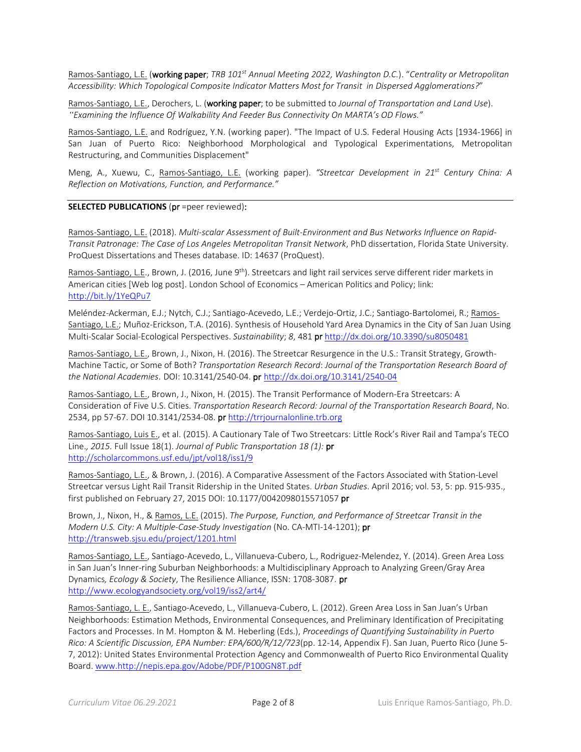Ramos-Santiago, L.E. (**working paper**; *TRB 101st Annual Meeting 2022, Washington D.C.*). "*Centrality or Metropolitan Accessibility: Which Topological Composite Indicator Matters Most for Transit in Dispersed Agglomerations?*"

Ramos-Santiago, L.E., Derochers, L. (**working paper**; to be submitted to *Journal of Transportation and Land Use*). *"Examining the Influence Of Walkability And Feeder Bus Connectivity On MARTA's OD Flows."*

Ramos-Santiago, L.E. and Rodríguez, Y.N. (working paper). "The Impact of U.S. Federal Housing Acts [1934-1966] in San Juan of Puerto Rico: Neighborhood Morphological and Typological Experimentations, Metropolitan Restructuring, and Communities Displacement"

Meng, A., Xuewu, C., Ramos-Santiago, L.E. (working paper). *"Streetcar Development in 21st Century China: A Reflection on Motivations, Function, and Performance."*

---

**SELECTED PUBLICATIONS** (**pr** =peer reviewed)**:**

Ramos-Santiago, L.E. (2018). *Multi-scalar Assessment of Built-Environment and Bus Networks Influence on Rapid-Transit Patronage: The Case of Los Angeles Metropolitan Transit Network*, PhD dissertation, Florida State University. ProQuest Dissertations and Theses database. ID: 14637 (ProQuest).

Ramos-Santiago, L.E., Brown, J. (2016, June 9th). Streetcars and light rail services serve different rider markets in American cities [Web log post]. London School of Economics – American Politics and Policy; link: http://bit.ly/1YeQPu7

Meléndez-Ackerman, E.J.; Nytch, C.J.; Santiago-Acevedo, L.E.; Verdejo-Ortiz, J.C.; Santiago-Bartolomei, R.; Ramos-Santiago, L.E.; Muñoz-Erickson, T.A. (2016). Synthesis of Household Yard Area Dynamics in the City of San Juan Using Multi-Scalar Social-Ecological Perspectives. *Sustainability*; *8*, 481 **pr** http://dx.doi.org/10.3390/su8050481

Ramos-Santiago, L.E., Brown, J., Nixon, H. (2016). The Streetcar Resurgence in the U.S.: Transit Strategy, Growth-Machine Tactic, or Some of Both? *Transportation Research Record*: *Journal of the Transportation Research Board of the National Academies*. DOI: 10.3141/2540-04. **pr** http://dx.doi.org/10.3141/2540-04

Ramos-Santiago, L.E., Brown, J., Nixon, H. (2015). The Transit Performance of Modern-Era Streetcars: A Consideration of Five U.S. Cities. *Transportation Research Record: Journal of the Transportation Research Board*, No. 2534, pp 57-67. DOI 10.3141/2534-08. **pr** http://trrjournalonline.trb.org

Ramos-Santiago, Luis E., et al. (2015). A Cautionary Tale of Two Streetcars: Little Rock's River Rail and Tampa's TECO Line*., 2015.* Full Issue 18(1). *Journal of Public Transportation 18 (1):* **pr** http://scholarcommons.usf.edu/jpt/vol18/iss1/9

Ramos-Santiago, L.E., & Brown, J. (2016). A Comparative Assessment of the Factors Associated with Station-Level Streetcar versus Light Rail Transit Ridership in the United States. *Urban Studies*. April 2016; vol. 53, 5: pp. 915-935., first published on February 27, 2015 DOI: 10.1177/0042098015571057 **pr**

Brown, J., Nixon, H., & Ramos, L.E. (2015). *The Purpose, Function, and Performance of Streetcar Transit in the Modern U.S. City: A Multiple-Case-Study Investigation* (No. CA-MTI-14-1201); **pr** http://transweb.sjsu.edu/project/1201.html

Ramos-Santiago, L.E., Santiago-Acevedo, L., Villanueva-Cubero, L., Rodriguez-Melendez, Y. (2014). Green Area Loss in San Juan's Inner-ring Suburban Neighborhoods: a Multidisciplinary Approach to Analyzing Green/Gray Area Dynamics*, Ecology & Society*, The Resilience Alliance, ISSN: 1708-3087. **pr** http://www.ecologyandsociety.org/vol19/iss2/art4/

Ramos-Santiago, L. E., Santiago-Acevedo, L., Villanueva-Cubero, L. (2012). Green Area Loss in San Juan's Urban Neighborhoods: Estimation Methods, Environmental Consequences, and Preliminary Identification of Precipitating Factors and Processes. In M. Hompton & M. Heberling (Eds.), *Proceedings of Quantifying Sustainability in Puerto Rico: A Scientific Discussion, EPA Number: EPA/600/R/12/723*(pp. 12-14, Appendix F). San Juan, Puerto Rico (June 5-7, 2012): United States Environmental Protection Agency and Commonwealth of Puerto Rico Environmental Quality Board. www.http://nepis.epa.gov/Adobe/PDF/P100GN8T.pdf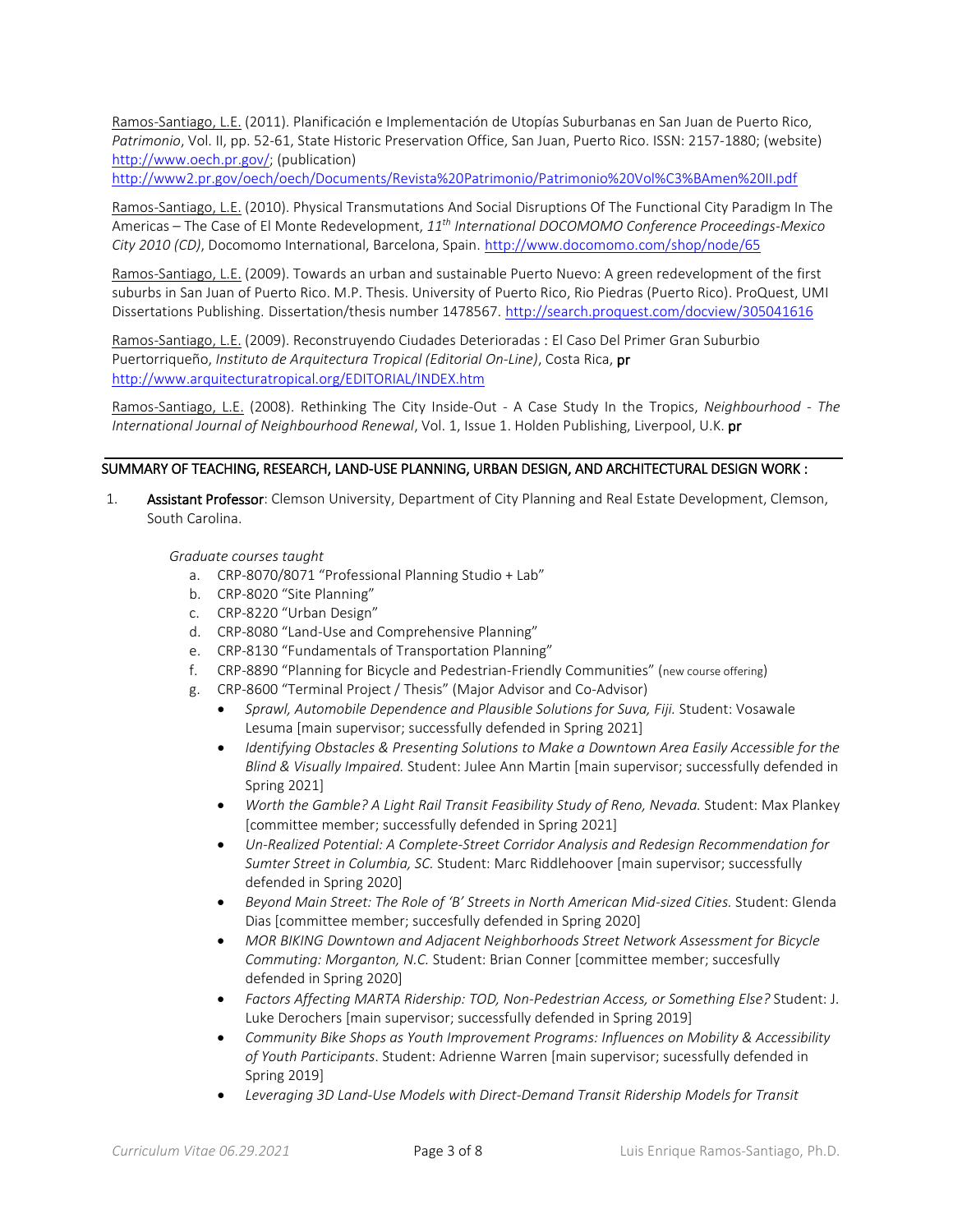Ramos-Santiago, L.E. (2011). Planificación e Implementación de Utopías Suburbanas en San Juan de Puerto Rico, *Patrimonio*, Vol. II, pp. 52-61, State Historic Preservation Office, San Juan, Puerto Rico. ISSN: 2157-1880; (website) http://www.oech.pr.gov/; (publication) http://www2.pr.gov/oech/oech/Documents/Revista%20Patrimonio/Patrimonio%20Vol%C3%BAmen%20II.pdf

Ramos-Santiago, L.E. (2010). Physical Transmutations And Social Disruptions Of The Functional City Paradigm In The Americas – The Case of El Monte Redevelopment, *11th International DOCOMOMO Conference Proceedings-Mexico City 2010 (CD)*, Docomomo International, Barcelona, Spain. http://www.docomomo.com/shop/node/65

Ramos-Santiago, L.E. (2009). Towards an urban and sustainable Puerto Nuevo: A green redevelopment of the first suburbs in San Juan of Puerto Rico. M.P. Thesis. University of Puerto Rico, Rio Piedras (Puerto Rico). ProQuest, UMI Dissertations Publishing. Dissertation/thesis number 1478567. http://search.proquest.com/docview/305041616

Ramos-Santiago, L.E. (2009). Reconstruyendo Ciudades Deterioradas : El Caso Del Primer Gran Suburbio Puertorriqueño, *Instituto de Arquitectura Tropical (Editorial On-Line)*, Costa Rica, **pr** http://www.arquitecturatropical.org/EDITORIAL/INDEX.htm

Ramos-Santiago, L.E. (2008). Rethinking The City Inside-Out - A Case Study In the Tropics, *Neighbourhood - The International Journal of Neighbourhood Renewal*, Vol. 1, Issue 1. Holden Publishing, Liverpool, U.K. **pr**

## SUMMARY OF TEACHING, RESEARCH, LAND-USE PLANNING, URBAN DESIGN, AND ARCHITECTURAL DESIGN WORK :

1. **Assistant Professor**: Clemson University, Department of City Planning and Real Estate Development, Clemson, South Carolina.

   *Graduate courses taught*

   a. CRP-8070/8071 "Professional Planning Studio + Lab"
   b. CRP-8020 "Site Planning"
   c. CRP-8220 "Urban Design"
   d. CRP-8080 "Land-Use and Comprehensive Planning"
   e. CRP-8130 "Fundamentals of Transportation Planning"
   f. CRP-8890 "Planning for Bicycle and Pedestrian-Friendly Communities" (new course offering)
   g. CRP-8600 "Terminal Project / Thesis" (Major Advisor and Co-Advisor)
      - *Sprawl, Automobile Dependence and Plausible Solutions for Suva, Fiji.* Student: Vosawale Lesuma [main supervisor; successfully defended in Spring 2021]
      - *Identifying Obstacles & Presenting Solutions to Make a Downtown Area Easily Accessible for the Blind & Visually Impaired.* Student: Julee Ann Martin [main supervisor; successfully defended in Spring 2021]
      - *Worth the Gamble? A Light Rail Transit Feasibility Study of Reno, Nevada.* Student: Max Plankey [committee member; successfully defended in Spring 2021]
      - *Un-Realized Potential: A Complete-Street Corridor Analysis and Redesign Recommendation for Sumter Street in Columbia, SC.* Student: Marc Riddlehoover [main supervisor; successfully defended in Spring 2020]
      - *Beyond Main Street: The Role of 'B' Streets in North American Mid-sized Cities.* Student: Glenda Dias [committee member; succesfully defended in Spring 2020]
      - *MOR BIKING Downtown and Adjacent Neighborhoods Street Network Assessment for Bicycle Commuting: Morganton, N.C.* Student: Brian Conner [committee member; succesfully defended in Spring 2020]
      - *Factors Affecting MARTA Ridership: TOD, Non-Pedestrian Access, or Something Else?* Student: J. Luke Derochers [main supervisor; successfully defended in Spring 2019]
      - *Community Bike Shops as Youth Improvement Programs: Influences on Mobility & Accessibility of Youth Participants*. Student: Adrienne Warren [main supervisor; sucessfully defended in Spring 2019]
      - *Leveraging 3D Land-Use Models with Direct-Demand Transit Ridership Models for Transit*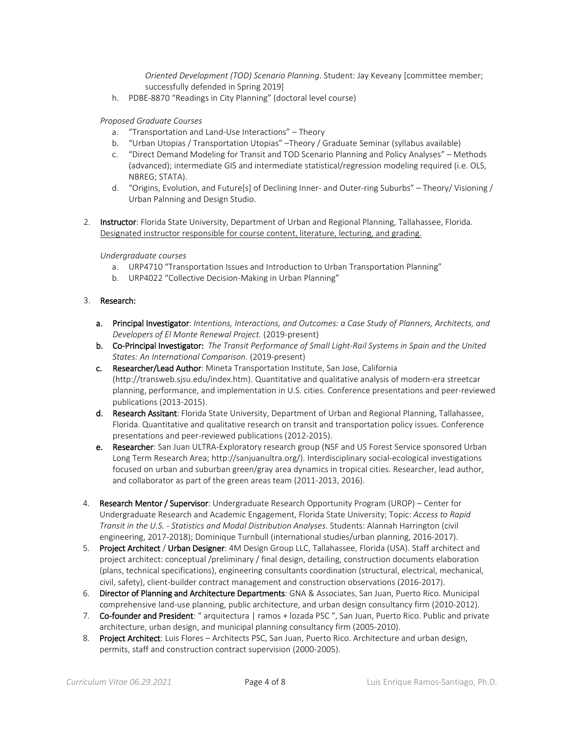*Oriented Development (TOD) Scenario Planning*. Student: Jay Keveany [committee member; successfully defended in Spring 2019]

h. PDBE-8870 "Readings in City Planning" (doctoral level course)

*Proposed Graduate Courses*

a. "Transportation and Land-Use Interactions" – Theory
b. "Urban Utopias / Transportation Utopias" –Theory / Graduate Seminar (syllabus available)
c. "Direct Demand Modeling for Transit and TOD Scenario Planning and Policy Analyses" – Methods (advanced); intermediate GIS and intermediate statistical/regression modeling required (i.e. OLS, NBREG; STATA).
d. "Origins, Evolution, and Future[s] of Declining Inner- and Outer-ring Suburbs" – Theory/ Visioning / Urban Palnning and Design Studio.

2. **Instructor**: Florida State University, Department of Urban and Regional Planning, Tallahassee, Florida. <u>Designated instructor responsible for course content, literature, lecturing, and grading.</u>

   *Undergraduate courses*

   a. URP4710 "Transportation Issues and Introduction to Urban Transportation Planning"
   b. URP4022 "Collective Decision-Making in Urban Planning"

3. **Research:**

   a. **Principal Investigator**: *Intentions, Interactions, and Outcomes: a Case Study of Planners, Architects, and Developers of El Monte Renewal Project.* (2019-present)
   b. **Co-Principal Investigator:** *The Transit Performance of Small Light-Rail Systems in Spain and the United States: An International Comparison.* (2019-present)
   c. **Researcher/Lead Author**: Mineta Transportation Institute, San Jose, California (http://transweb.sjsu.edu/index.htm). Quantitative and qualitative analysis of modern-era streetcar planning, performance, and implementation in U.S. cities. Conference presentations and peer-reviewed publications (2013-2015).
   d. **Research Assitant**: Florida State University, Department of Urban and Regional Planning, Tallahassee, Florida. Quantitative and qualitative research on transit and transportation policy issues. Conference presentations and peer-reviewed publications (2012-2015).
   e. **Researcher**: San Juan ULTRA-Exploratory research group (NSF and US Forest Service sponsored Urban Long Term Research Area; http://sanjuanultra.org/). Interdisciplinary social-ecological investigations focused on urban and suburban green/gray area dynamics in tropical cities. Researcher, lead author, and collaborator as part of the green areas team (2011-2013, 2016).

4. **Research Mentor / Supervisor**: Undergraduate Research Opportunity Program (UROP) – Center for Undergraduate Research and Academic Engagement, Florida State University; Topic: *Access to Rapid Transit in the U.S. - Statistics and Modal Distribution Analyses*. Students: Alannah Harrington (civil engineering, 2017-2018); Dominique Turnbull (international studies/urban planning, 2016-2017).
5. **Project Architect / Urban Designer**: 4M Design Group LLC, Tallahassee, Florida (USA). Staff architect and project architect: conceptual /preliminary / final design, detailing, construction documents elaboration (plans, technical specifications), engineering consultants coordination (structural, electrical, mechanical, civil, safety), client-builder contract management and construction observations (2016-2017).
6. **Director of Planning and Architecture Departments**: GNA & Associates, San Juan, Puerto Rico. Municipal comprehensive land-use planning, public architecture, and urban design consultancy firm (2010-2012).
7. **Co-founder and President**: " arquitectura | ramos + lozada PSC ", San Juan, Puerto Rico. Public and private architecture, urban design, and municipal planning consultancy firm (2005-2010).
8. **Project Architect**: Luis Flores – Architects PSC, San Juan, Puerto Rico. Architecture and urban design, permits, staff and construction contract supervision (2000-2005).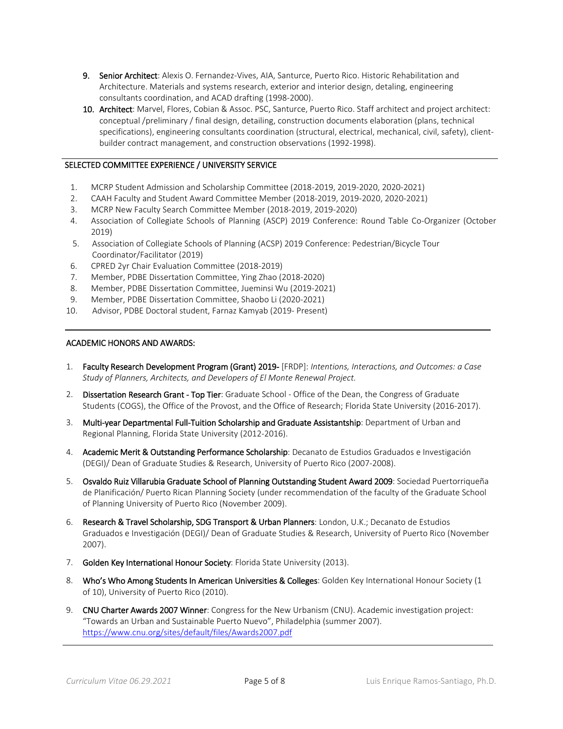9. **Senior Architect**: Alexis O. Fernandez-Vives, AIA, Santurce, Puerto Rico. Historic Rehabilitation and Architecture. Materials and systems research, exterior and interior design, detaling, engineering consultants coordination, and ACAD drafting (1998-2000).
10. **Architect**: Marvel, Flores, Cobian & Assoc. PSC, Santurce, Puerto Rico. Staff architect and project architect: conceptual /preliminary / final design, detailing, construction documents elaboration (plans, technical specifications), engineering consultants coordination (structural, electrical, mechanical, civil, safety), client-builder contract management, and construction observations (1992-1998).

## SELECTED COMMITTEE EXPERIENCE / UNIVERSITY SERVICE

1. MCRP Student Admission and Scholarship Committee (2018-2019, 2019-2020, 2020-2021)
2. CAAH Faculty and Student Award Committee Member (2018-2019, 2019-2020, 2020-2021)
3. MCRP New Faculty Search Committee Member (2018-2019, 2019-2020)
4. Association of Collegiate Schools of Planning (ASCP) 2019 Conference: Round Table Co-Organizer (October 2019)
5. Association of Collegiate Schools of Planning (ACSP) 2019 Conference: Pedestrian/Bicycle Tour Coordinator/Facilitator (2019)
6. CPRED 2yr Chair Evaluation Committee (2018-2019)
7. Member, PDBE Dissertation Committee, Ying Zhao (2018-2020)
8. Member, PDBE Dissertation Committee, Jueminsi Wu (2019-2021)
9. Member, PDBE Dissertation Committee, Shaobo Li (2020-2021)
10. Advisor, PDBE Doctoral student, Farnaz Kamyab (2019- Present)

## ACADEMIC HONORS AND AWARDS:

1. **Faculty Research Development Program (Grant) 2019-** [FRDP]: *Intentions, Interactions, and Outcomes: a Case Study of Planners, Architects, and Developers of El Monte Renewal Project.*
2. **Dissertation Research Grant - Top Tier**: Graduate School - Office of the Dean, the Congress of Graduate Students (COGS), the Office of the Provost, and the Office of Research; Florida State University (2016-2017).
3. **Multi-year Departmental Full-Tuition Scholarship and Graduate Assistantship**: Department of Urban and Regional Planning, Florida State University (2012-2016).
4. **Academic Merit & Outstanding Performance Scholarship**: Decanato de Estudios Graduados e Investigación (DEGI)/ Dean of Graduate Studies & Research, University of Puerto Rico (2007-2008).
5. **Osvaldo Ruiz Villarubia Graduate School of Planning Outstanding Student Award 2009**: Sociedad Puertorriqueña de Planificación/ Puerto Rican Planning Society (under recommendation of the faculty of the Graduate School of Planning University of Puerto Rico (November 2009).
6. **Research & Travel Scholarship, SDG Transport & Urban Planners**: London, U.K.; Decanato de Estudios Graduados e Investigación (DEGI)/ Dean of Graduate Studies & Research, University of Puerto Rico (November 2007).
7. **Golden Key International Honour Society**: Florida State University (2013).
8. **Who's Who Among Students In American Universities & Colleges**: Golden Key International Honour Society (1 of 10), University of Puerto Rico (2010).
9. **CNU Charter Awards 2007 Winner**: Congress for the New Urbanism (CNU). Academic investigation project: "Towards an Urban and Sustainable Puerto Nuevo", Philadelphia (summer 2007). https://www.cnu.org/sites/default/files/Awards2007.pdf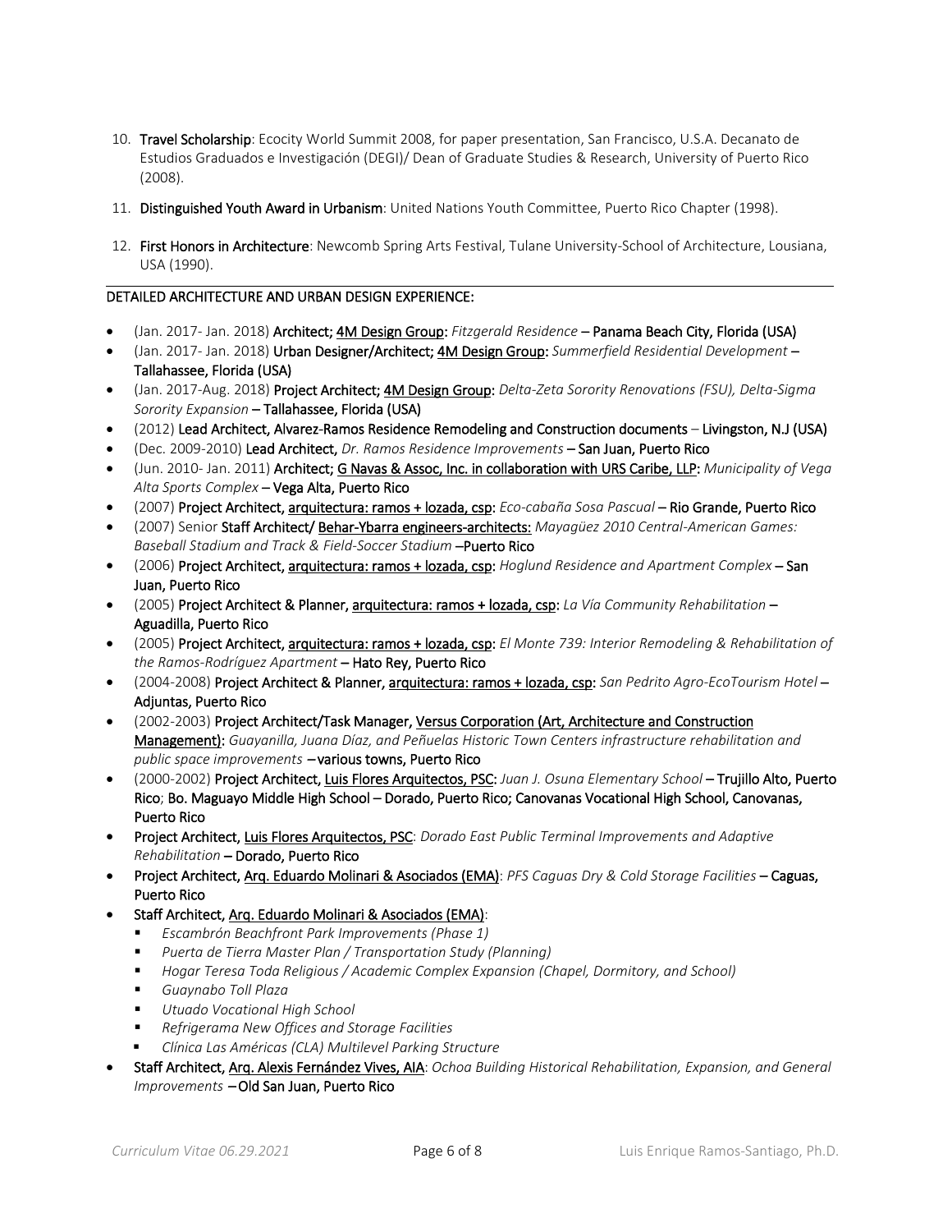10. **Travel Scholarship**: Ecocity World Summit 2008, for paper presentation, San Francisco, U.S.A. Decanato de Estudios Graduados e Investigación (DEGI)/ Dean of Graduate Studies & Research, University of Puerto Rico (2008).
11. **Distinguished Youth Award in Urbanism**: United Nations Youth Committee, Puerto Rico Chapter (1998).
12. **First Honors in Architecture**: Newcomb Spring Arts Festival, Tulane University-School of Architecture, Lousiana, USA (1990).

---

## DETAILED ARCHITECTURE AND URBAN DESIGN EXPERIENCE:

- (Jan. 2017- Jan. 2018) **Architect; <u>4M Design Group</u>:** *Fitzgerald Residence* – **Panama Beach City, Florida (USA)**
- (Jan. 2017- Jan. 2018) **Urban Designer/Architect; <u>4M Design Group</u>:** *Summerfield Residential Development* – **Tallahassee, Florida (USA)**
- (Jan. 2017-Aug. 2018) **Project Architect; <u>4M Design Group</u>:** *Delta-Zeta Sorority Renovations (FSU), Delta-Sigma Sorority Expansion* – **Tallahassee, Florida (USA)**
- (2012) **Lead Architect, Alvarez-Ramos Residence Remodeling and Construction documents** – **Livingston, N.J (USA)**
- (Dec. 2009-2010) **Lead Architect,** *Dr. Ramos Residence Improvements* – **San Juan, Puerto Rico**
- (Jun. 2010- Jan. 2011) **Architect; <u>G Navas & Assoc, Inc. in collaboration with URS Caribe, LLP</u>:** *Municipality of Vega Alta Sports Complex* – **Vega Alta, Puerto Rico**
- (2007) **Project Architect, <u>arquitectura: ramos + lozada, csp</u>:** *Eco-cabaña Sosa Pascual* – **Rio Grande, Puerto Rico**
- (2007) Senior **Staff Architect/ <u>Behar-Ybarra engineers-architects:</u>** *Mayagüez 2010 Central-American Games: Baseball Stadium and Track & Field-Soccer Stadium* –**Puerto Rico**
- (2006) **Project Architect, <u>arquitectura: ramos + lozada, csp</u>:** *Hoglund Residence and Apartment Complex* – **San Juan, Puerto Rico**
- (2005) **Project Architect & Planner, <u>arquitectura: ramos + lozada, csp</u>:** *La Vía Community Rehabilitation* – **Aguadilla, Puerto Rico**
- (2005) **Project Architect, <u>arquitectura: ramos + lozada, csp</u>:** *El Monte 739: Interior Remodeling & Rehabilitation of the Ramos-Rodríguez Apartment* – **Hato Rey, Puerto Rico**
- (2004-2008) **Project Architect & Planner, <u>arquitectura: ramos + lozada, csp</u>:** *San Pedrito Agro-EcoTourism Hotel* – **Adjuntas, Puerto Rico**
- (2002-2003) **Project Architect/Task Manager, <u>Versus Corporation (Art, Architecture and Construction Management)</u>:** *Guayanilla, Juana Díaz, and Peñuelas Historic Town Centers infrastructure rehabilitation and public space improvements* –**various towns, Puerto Rico**
- (2000-2002) **Project Architect, <u>Luis Flores Arquitectos, PSC</u>:** *Juan J. Osuna Elementary School* – **Trujillo Alto, Puerto Rico**; **Bo. Maguayo Middle High School – Dorado, Puerto Rico; Canovanas Vocational High School, Canovanas, Puerto Rico**
- **Project Architect, <u>Luis Flores Arquitectos, PSC</u>**: *Dorado East Public Terminal Improvements and Adaptive Rehabilitation* – **Dorado, Puerto Rico**
- **Project Architect, <u>Arq. Eduardo Molinari & Asociados (EMA)</u>**: *PFS Caguas Dry & Cold Storage Facilities* – **Caguas, Puerto Rico**
- **Staff Architect, <u>Arq. Eduardo Molinari & Asociados (EMA)</u>**:
  - *Escambrón Beachfront Park Improvements (Phase 1)*
  - *Puerta de Tierra Master Plan / Transportation Study (Planning)*
  - *Hogar Teresa Toda Religious / Academic Complex Expansion (Chapel, Dormitory, and School)*
  - *Guaynabo Toll Plaza*
  - *Utuado Vocational High School*
  - *Refrigerama New Offices and Storage Facilities*
  - *Clínica Las Américas (CLA) Multilevel Parking Structure*
- **Staff Architect, <u>Arq. Alexis Fernández Vives, AIA</u>**: *Ochoa Building Historical Rehabilitation, Expansion, and General Improvements* –**Old San Juan, Puerto Rico**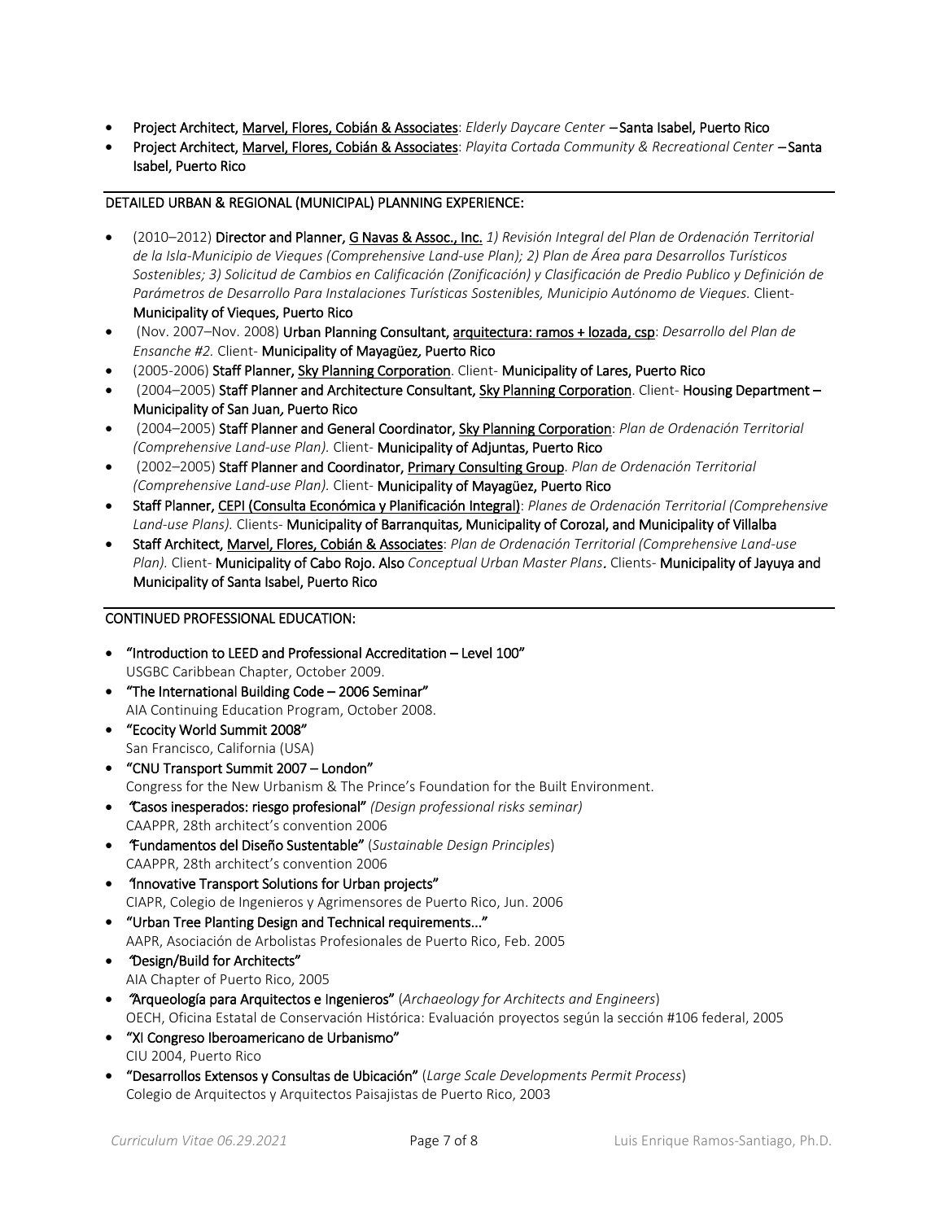- **Project Architect, <u>Marvel, Flores, Cobián & Associates</u>**: *Elderly Daycare Center* – **Santa Isabel, Puerto Rico**
- **Project Architect, <u>Marvel, Flores, Cobián & Associates</u>**: *Playita Cortada Community & Recreational Center* – **Santa Isabel, Puerto Rico**

## DETAILED URBAN & REGIONAL (MUNICIPAL) PLANNING EXPERIENCE:

- (2010–2012) **Director and Planner, <u>G Navas & Assoc., Inc.</u>** *1) Revisión Integral del Plan de Ordenación Territorial de la Isla-Municipio de Vieques (Comprehensive Land-use Plan); 2) Plan de Área para Desarrollos Turísticos Sostenibles; 3) Solicitud de Cambios en Calificación (Zonificación) y Clasificación de Predio Publico y Definición de Parámetros de Desarrollo Para Instalaciones Turísticas Sostenibles, Municipio Autónomo de Vieques.* Client- **Municipality of Vieques, Puerto Rico**
- (Nov. 2007–Nov. 2008) **Urban Planning Consultant, <u>arquitectura: ramos + lozada, csp</u>**: *Desarrollo del Plan de Ensanche #2.* Client- **Municipality of Mayagüez, Puerto Rico**
- (2005-2006) **Staff Planner, <u>Sky Planning Corporation</u>**. Client- **Municipality of Lares, Puerto Rico**
- (2004–2005) **Staff Planner and Architecture Consultant, <u>Sky Planning Corporation</u>**. Client- **Housing Department – Municipality of San Juan, Puerto Rico**
- (2004–2005) **Staff Planner and General Coordinator, <u>Sky Planning Corporation</u>**: *Plan de Ordenación Territorial (Comprehensive Land-use Plan).* Client- **Municipality of Adjuntas, Puerto Rico**
- (2002–2005) **Staff Planner and Coordinator, <u>Primary Consulting Group</u>**. *Plan de Ordenación Territorial (Comprehensive Land-use Plan).* Client- **Municipality of Mayagüez, Puerto Rico**
- **Staff Planner, <u>CEPI (Consulta Económica y Planificación Integral)</u>**: *Planes de Ordenación Territorial (Comprehensive Land-use Plans).* Clients- **Municipality of Barranquitas, Municipality of Corozal, and Municipality of Villalba**
- **Staff Architect, <u>Marvel, Flores, Cobián & Associates</u>**: *Plan de Ordenación Territorial (Comprehensive Land-use Plan).* Client- **Municipality of Cabo Rojo. Also** *Conceptual Urban Master Plans*. Clients- **Municipality of Jayuya and Municipality of Santa Isabel, Puerto Rico**

## CONTINUED PROFESSIONAL EDUCATION:

- **"Introduction to LEED and Professional Accreditation – Level 100"**
  USGBC Caribbean Chapter, October 2009.
- **"The International Building Code – 2006 Seminar"**
  AIA Continuing Education Program, October 2008.
- **"Ecocity World Summit 2008"**
  San Francisco, California (USA)
- **"CNU Transport Summit 2007 – London"**
  Congress for the New Urbanism & The Prince's Foundation for the Built Environment.
- **"Casos inesperados: riesgo profesional"** *(Design professional risks seminar)*
  CAAPPR, 28th architect's convention 2006
- **"Fundamentos del Diseño Sustentable"** (*Sustainable Design Principles*)
  CAAPPR, 28th architect's convention 2006
- **"Innovative Transport Solutions for Urban projects"**
  CIAPR, Colegio de Ingenieros y Agrimensores de Puerto Rico, Jun. 2006
- **"Urban Tree Planting Design and Technical requirements..."**
  AAPR, Asociación de Arbolistas Profesionales de Puerto Rico, Feb. 2005
- **"Design/Build for Architects"**
  AIA Chapter of Puerto Rico, 2005
- **"Arqueología para Arquitectos e Ingenieros"** (*Archaeology for Architects and Engineers*)
  OECH, Oficina Estatal de Conservación Histórica: Evaluación proyectos según la sección #106 federal, 2005
- **"XI Congreso Iberoamericano de Urbanismo"**
  CIU 2004, Puerto Rico
- **"Desarrollos Extensos y Consultas de Ubicación"** (*Large Scale Developments Permit Process*)
  Colegio de Arquitectos y Arquitectos Paisajistas de Puerto Rico, 2003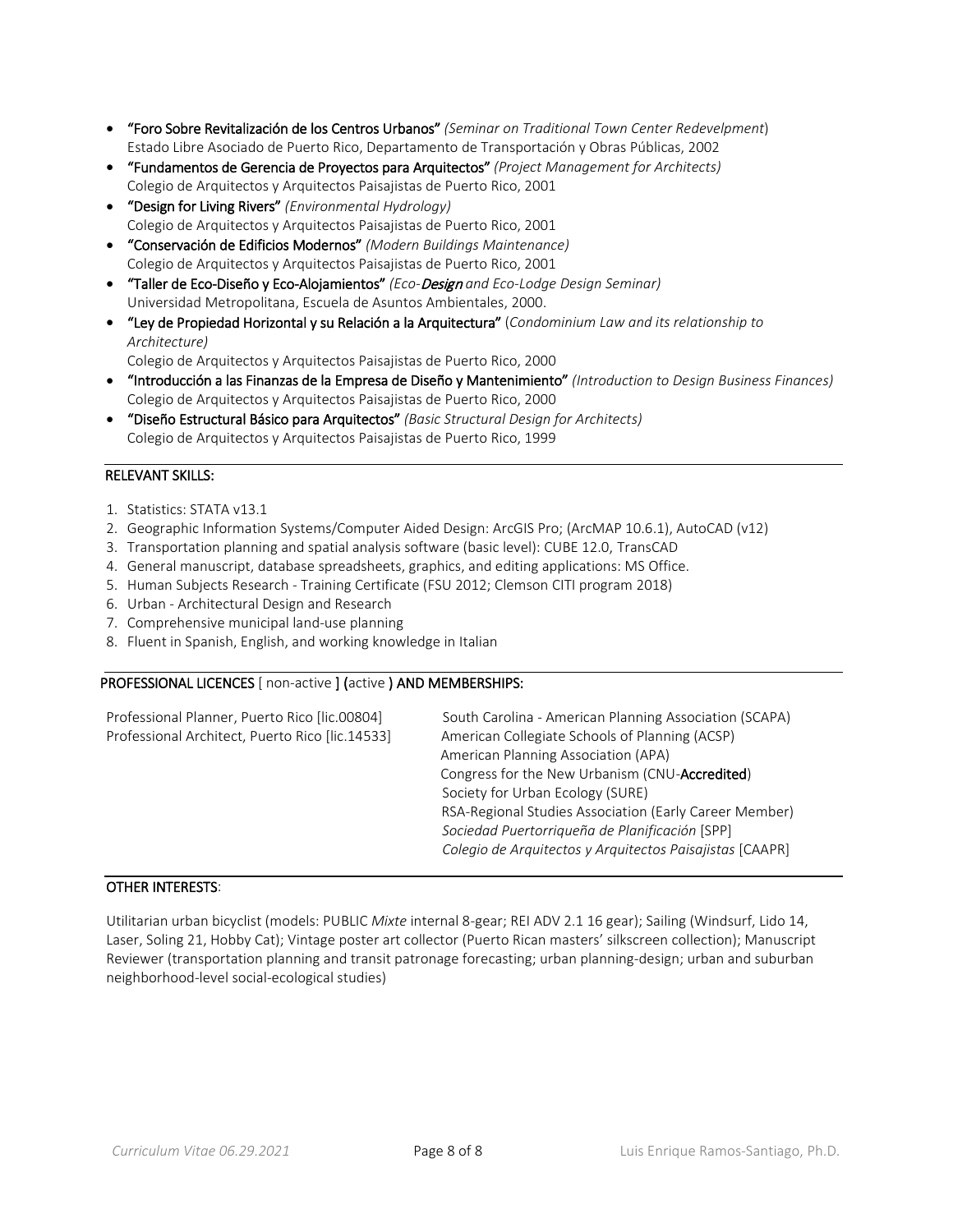- **"Foro Sobre Revitalización de los Centros Urbanos"** *(Seminar on Traditional Town Center Redevelpment*)
  Estado Libre Asociado de Puerto Rico, Departamento de Transportación y Obras Públicas, 2002
- **"Fundamentos de Gerencia de Proyectos para Arquitectos"** *(Project Management for Architects)*
  Colegio de Arquitectos y Arquitectos Paisajistas de Puerto Rico, 2001
- **"Design for Living Rivers"** *(Environmental Hydrology)*
  Colegio de Arquitectos y Arquitectos Paisajistas de Puerto Rico, 2001
- **"Conservación de Edificios Modernos"** *(Modern Buildings Maintenance)*
  Colegio de Arquitectos y Arquitectos Paisajistas de Puerto Rico, 2001
- **"Taller de Eco-Diseño y Eco-Alojamientos"** *(Eco-**Design** and Eco-Lodge Design Seminar)*
  Universidad Metropolitana, Escuela de Asuntos Ambientales, 2000.
- **"Ley de Propiedad Horizontal y su Relación a la Arquitectura"** (*Condominium Law and its relationship to Architecture)*
  Colegio de Arquitectos y Arquitectos Paisajistas de Puerto Rico, 2000
- **"Introducción a las Finanzas de la Empresa de Diseño y Mantenimiento"** *(Introduction to Design Business Finances)*
  Colegio de Arquitectos y Arquitectos Paisajistas de Puerto Rico, 2000
- **"Diseño Estructural Básico para Arquitectos"** *(Basic Structural Design for Architects)*
  Colegio de Arquitectos y Arquitectos Paisajistas de Puerto Rico, 1999

## RELEVANT SKILLS:

1. Statistics: STATA v13.1
2. Geographic Information Systems/Computer Aided Design: ArcGIS Pro; (ArcMAP 10.6.1), AutoCAD (v12)
3. Transportation planning and spatial analysis software (basic level): CUBE 12.0, TransCAD
4. General manuscript, database spreadsheets, graphics, and editing applications: MS Office.
5. Human Subjects Research - Training Certificate (FSU 2012; Clemson CITI program 2018)
6. Urban - Architectural Design and Research
7. Comprehensive municipal land-use planning
8. Fluent in Spanish, English, and working knowledge in Italian

## PROFESSIONAL LICENCES [ non-active ] (active ) AND MEMBERSHIPS:

Professional Planner, Puerto Rico [lic.00804]
Professional Architect, Puerto Rico [lic.14533]

South Carolina - American Planning Association (SCAPA)
American Collegiate Schools of Planning (ACSP)
American Planning Association (APA)
Congress for the New Urbanism (CNU-**Accredited**)
Society for Urban Ecology (SURE)
RSA-Regional Studies Association (Early Career Member)
*Sociedad Puertorriqueña de Planificación* [SPP]
*Colegio de Arquitectos y Arquitectos Paisajistas* [CAAPR]

## OTHER INTERESTS:

Utilitarian urban bicyclist (models: PUBLIC *Mixte* internal 8-gear; REI ADV 2.1 16 gear); Sailing (Windsurf, Lido 14, Laser, Soling 21, Hobby Cat); Vintage poster art collector (Puerto Rican masters' silkscreen collection); Manuscript Reviewer (transportation planning and transit patronage forecasting; urban planning-design; urban and suburban neighborhood-level social-ecological studies)